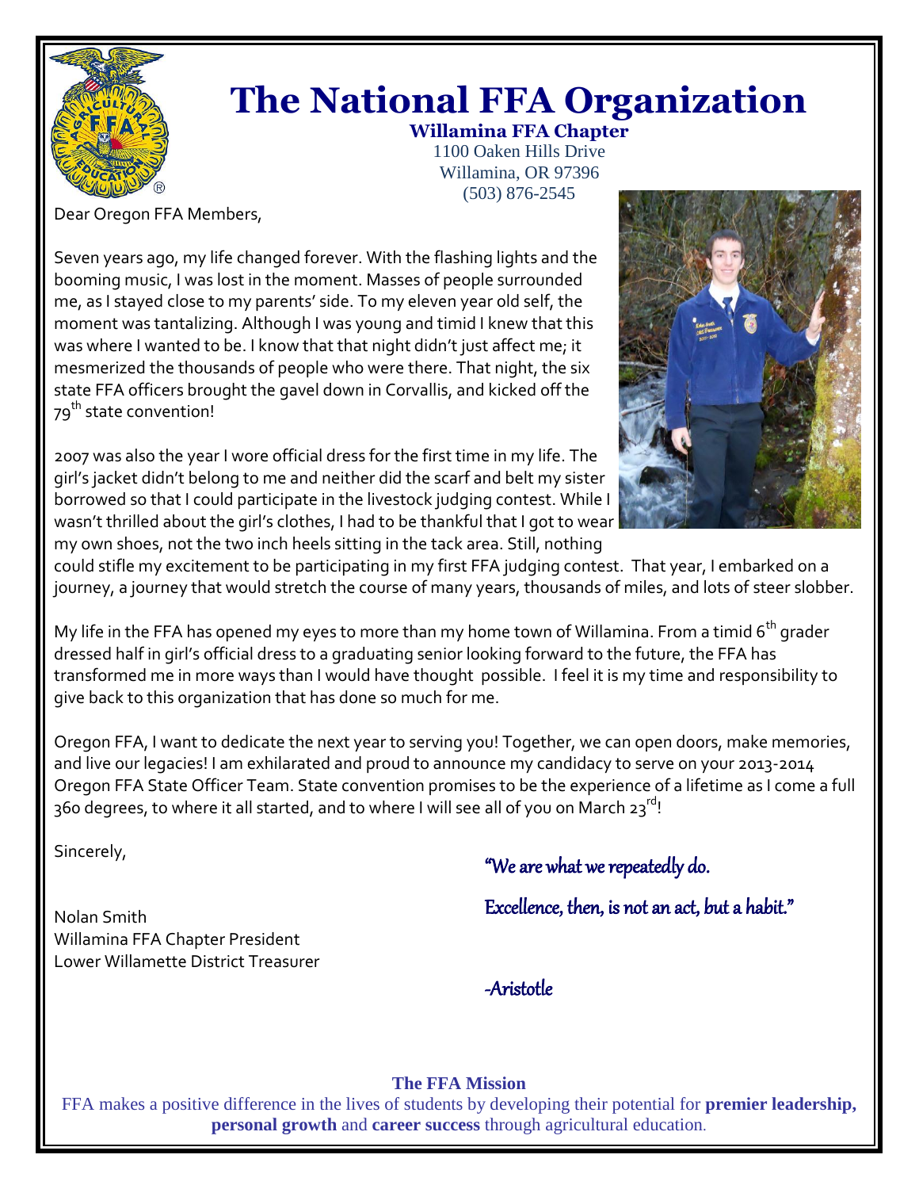# The National FFA Organization

**Willamina FFA Chapter**
1100 Oaken Hills Drive
Willamina, OR 97396
(503) 876-2545

Dear Oregon FFA Members,

Seven years ago, my life changed forever. With the flashing lights and the booming music, I was lost in the moment. Masses of people surrounded me, as I stayed close to my parents' side. To my eleven year old self, the moment was tantalizing. Although I was young and timid I knew that this was where I wanted to be. I know that that night didn't just affect me; it mesmerized the thousands of people who were there. That night, the six state FFA officers brought the gavel down in Corvallis, and kicked off the 79th state convention!

2007 was also the year I wore official dress for the first time in my life. The girl's jacket didn't belong to me and neither did the scarf and belt my sister borrowed so that I could participate in the livestock judging contest. While I wasn't thrilled about the girl's clothes, I had to be thankful that I got to wear my own shoes, not the two inch heels sitting in the tack area. Still, nothing could stifle my excitement to be participating in my first FFA judging contest. That year, I embarked on a journey, a journey that would stretch the course of many years, thousands of miles, and lots of steer slobber.

My life in the FFA has opened my eyes to more than my home town of Willamina. From a timid 6th grader dressed half in girl's official dress to a graduating senior looking forward to the future, the FFA has transformed me in more ways than I would have thought possible. I feel it is my time and responsibility to give back to this organization that has done so much for me.

Oregon FFA, I want to dedicate the next year to serving you! Together, we can open doors, make memories, and live our legacies! I am exhilarated and proud to announce my candidacy to serve on your 2013-2014 Oregon FFA State Officer Team. State convention promises to be the experience of a lifetime as I come a full 360 degrees, to where it all started, and to where I will see all of you on March 23rd!

Sincerely,

Nolan Smith
Willamina FFA Chapter President
Lower Willamette District Treasurer

*"We are what we repeatedly do.*

*Excellence, then, is not an act, but a habit."*

*-Aristotle*

**The FFA Mission**

FFA makes a positive difference in the lives of students by developing their potential for **premier leadership, personal growth** and **career success** through agricultural education.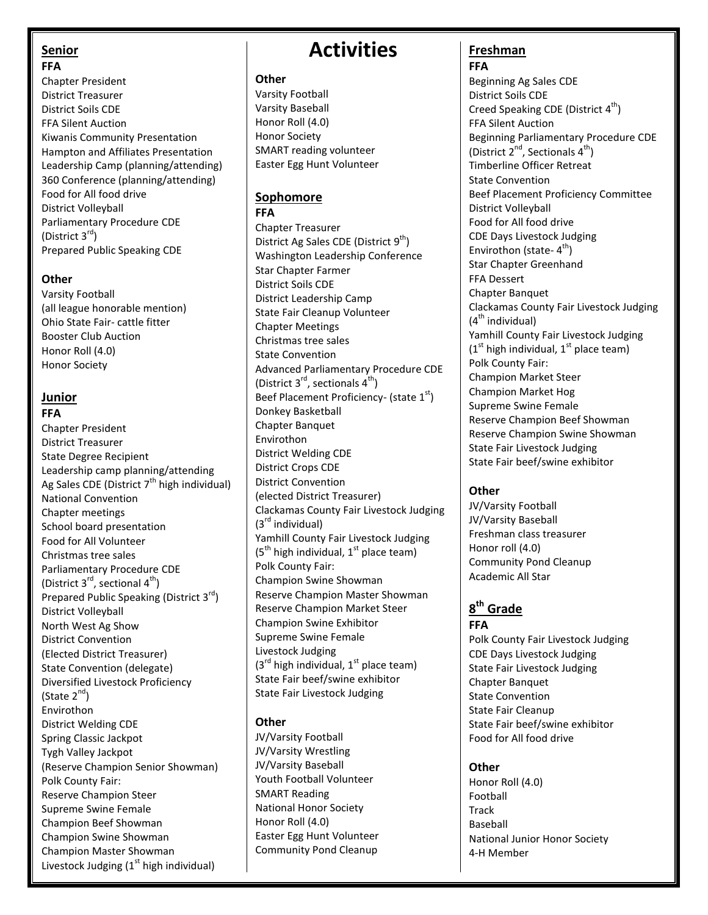# Activities

## Senior

### FFA

Chapter President
District Treasurer
District Soils CDE
FFA Silent Auction
Kiwanis Community Presentation
Hampton and Affiliates Presentation
Leadership Camp (planning/attending)
360 Conference (planning/attending)
Food for All food drive
District Volleyball
Parliamentary Procedure CDE (District 3rd)
Prepared Public Speaking CDE

### Other

Varsity Football (all league honorable mention)
Ohio State Fair- cattle fitter
Booster Club Auction
Honor Roll (4.0)
Honor Society

## Junior

### FFA

Chapter President
District Treasurer
State Degree Recipient
Leadership camp planning/attending
Ag Sales CDE (District 7th high individual)
National Convention
Chapter meetings
School board presentation
Food for All Volunteer
Christmas tree sales
Parliamentary Procedure CDE (District 3rd, sectional 4th)
Prepared Public Speaking (District 3rd)
District Volleyball
North West Ag Show
District Convention (Elected District Treasurer)
State Convention (delegate)
Diversified Livestock Proficiency (State 2nd)
Envirothon
District Welding CDE
Spring Classic Jackpot
Tygh Valley Jackpot (Reserve Champion Senior Showman)
Polk County Fair:
Reserve Champion Steer
Supreme Swine Female
Champion Beef Showman
Champion Swine Showman
Champion Master Showman
Livestock Judging (1st high individual)

### Other

Varsity Football
Varsity Baseball
Honor Roll (4.0)
Honor Society
SMART reading volunteer
Easter Egg Hunt Volunteer

## Sophomore

### FFA

Chapter Treasurer
District Ag Sales CDE (District 9th)
Washington Leadership Conference
Star Chapter Farmer
District Soils CDE
District Leadership Camp
State Fair Cleanup Volunteer
Chapter Meetings
Christmas tree sales
State Convention
Advanced Parliamentary Procedure CDE (District 3rd, sectionals 4th)
Beef Placement Proficiency- (state 1st)
Donkey Basketball
Chapter Banquet
Envirothon
District Welding CDE
District Crops CDE
District Convention (elected District Treasurer)
Clackamas County Fair Livestock Judging (3rd individual)
Yamhill County Fair Livestock Judging (5th high individual, 1st place team)
Polk County Fair:
Champion Swine Showman
Reserve Champion Master Showman
Reserve Champion Market Steer
Champion Swine Exhibitor
Supreme Swine Female
Livestock Judging (3rd high individual, 1st place team)
State Fair beef/swine exhibitor
State Fair Livestock Judging

### Other

JV/Varsity Football
JV/Varsity Wrestling
JV/Varsity Baseball
Youth Football Volunteer
SMART Reading
National Honor Society
Honor Roll (4.0)
Easter Egg Hunt Volunteer
Community Pond Cleanup

## Freshman

### FFA

Beginning Ag Sales CDE
District Soils CDE
Creed Speaking CDE (District 4th)
FFA Silent Auction
Beginning Parliamentary Procedure CDE (District 2nd, Sectionals 4th)
Timberline Officer Retreat
State Convention
Beef Placement Proficiency Committee
District Volleyball
Food for All food drive
CDE Days Livestock Judging
Envirothon (state- 4th)
Star Chapter Greenhand
FFA Dessert
Chapter Banquet
Clackamas County Fair Livestock Judging (4th individual)
Yamhill County Fair Livestock Judging (1st high individual, 1st place team)
Polk County Fair:
Champion Market Steer
Champion Market Hog
Supreme Swine Female
Reserve Champion Beef Showman
Reserve Champion Swine Showman
State Fair Livestock Judging
State Fair beef/swine exhibitor

### Other

JV/Varsity Football
JV/Varsity Baseball
Freshman class treasurer
Honor roll (4.0)
Community Pond Cleanup
Academic All Star

## 8th Grade

### FFA

Polk County Fair Livestock Judging
CDE Days Livestock Judging
State Fair Livestock Judging
Chapter Banquet
State Convention
State Fair Cleanup
State Fair beef/swine exhibitor
Food for All food drive

### Other

Honor Roll (4.0)
Football
Track
Baseball
National Junior Honor Society
4-H Member